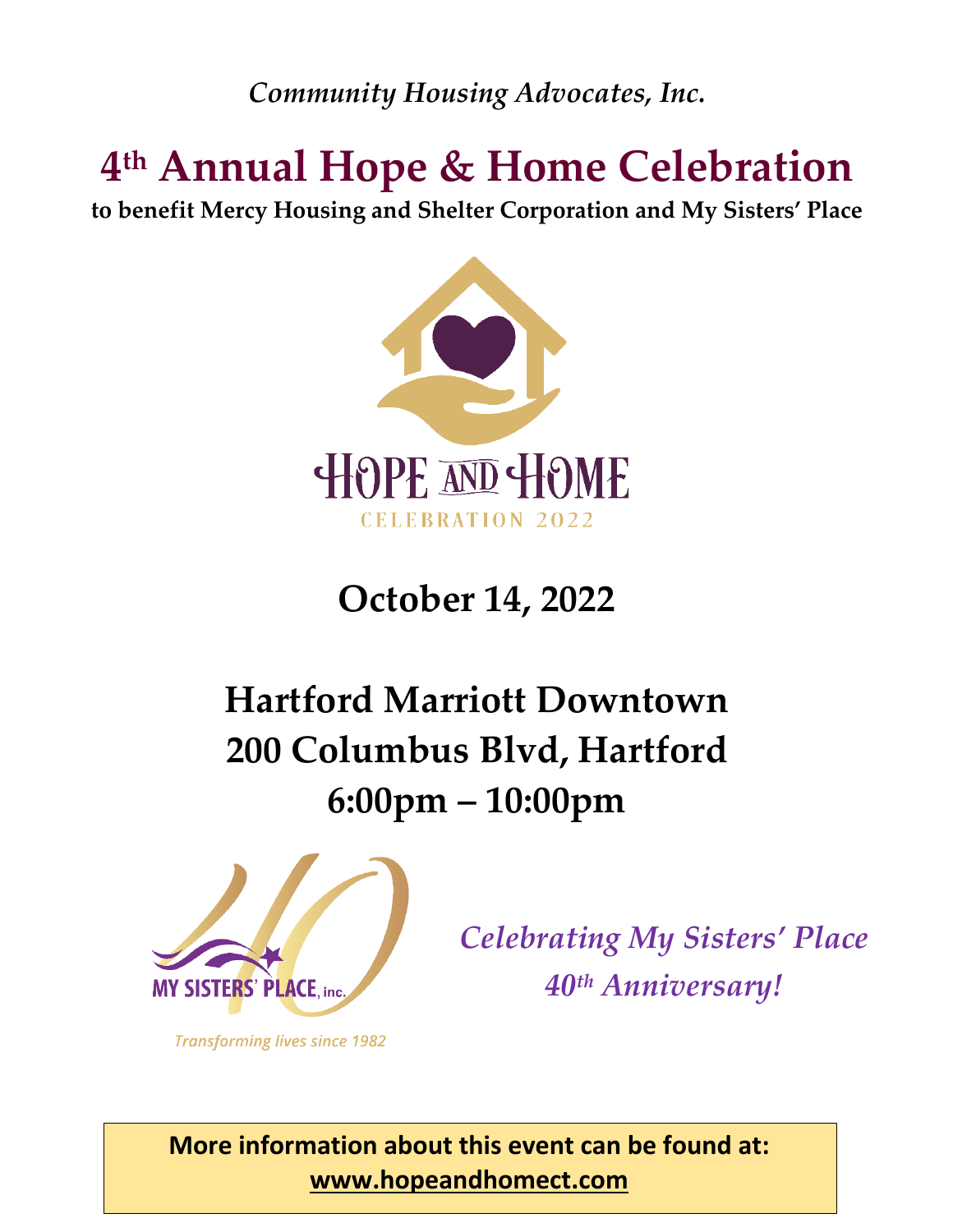*Community Housing Advocates, Inc.*

# 4th Annual Hope & Home Celebration

**to benefit Mercy Housing and Shelter Corporation and My Sisters' Place**

HOPE AND HOME

CELEBRATION 2022

## October 14, 2022

## Hartford Marriott Downtown
## 200 Columbus Blvd, Hartford
## 6:00pm – 10:00pm

MY SISTERS' PLACE, inc.

*Transforming lives since 1982*

***Celebrating My Sisters' Place 40th Anniversary!***

**More information about this event can be found at:**
**www.hopeandhomect.com**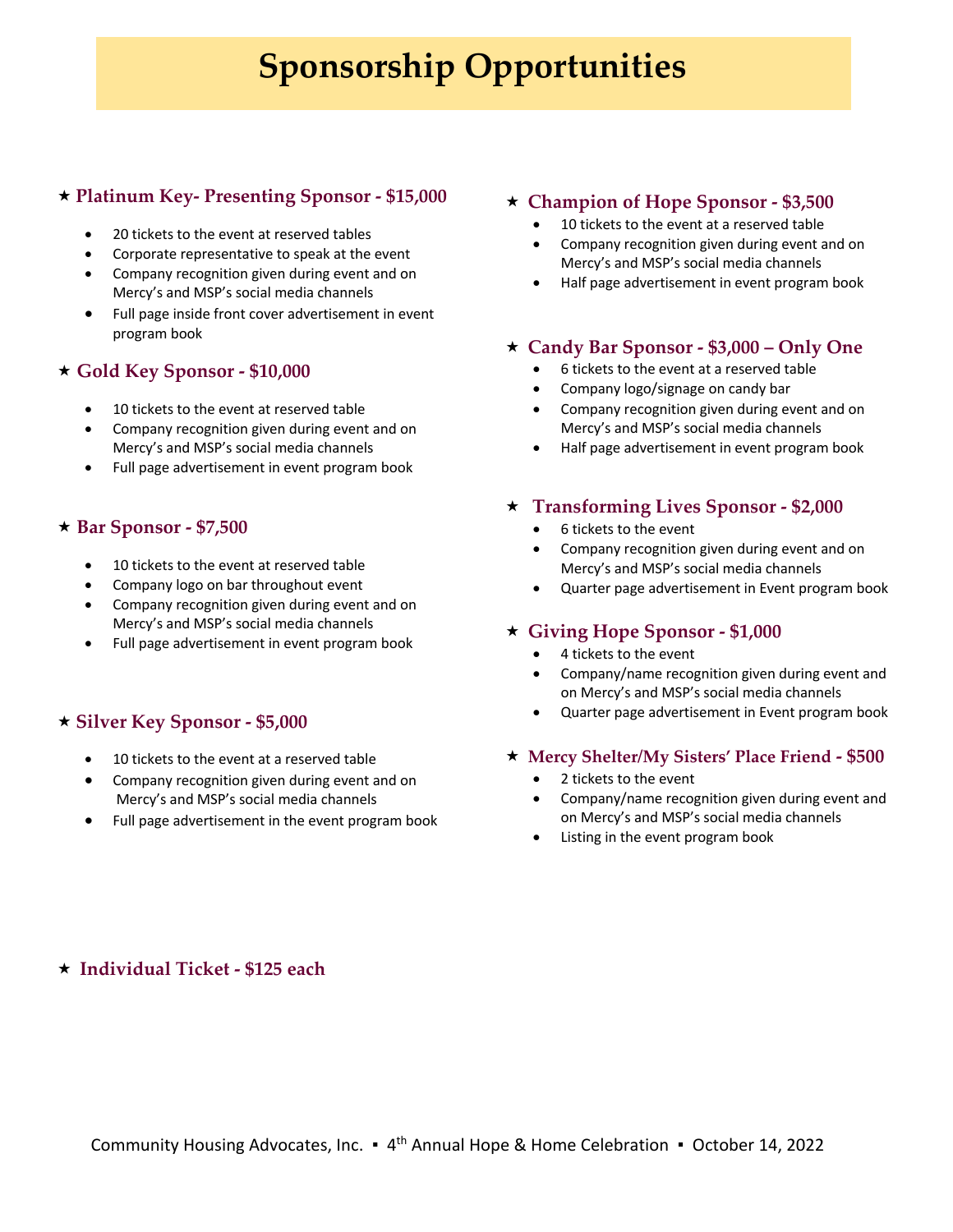# Sponsorship Opportunities

### ★ Platinum Key- Presenting Sponsor - $15,000

- 20 tickets to the event at reserved tables
- Corporate representative to speak at the event
- Company recognition given during event and on Mercy's and MSP's social media channels
- Full page inside front cover advertisement in event program book

### ★ Gold Key Sponsor - $10,000

- 10 tickets to the event at reserved table
- Company recognition given during event and on Mercy's and MSP's social media channels
- Full page advertisement in event program book

### ★ Bar Sponsor - $7,500

- 10 tickets to the event at reserved table
- Company logo on bar throughout event
- Company recognition given during event and on Mercy's and MSP's social media channels
- Full page advertisement in event program book

### ★ Silver Key Sponsor - $5,000

- 10 tickets to the event at a reserved table
- Company recognition given during event and on Mercy's and MSP's social media channels
- Full page advertisement in the event program book

### ★ Champion of Hope Sponsor - $3,500

- 10 tickets to the event at a reserved table
- Company recognition given during event and on Mercy's and MSP's social media channels
- Half page advertisement in event program book

### ★ Candy Bar Sponsor - $3,000 – Only One

- 6 tickets to the event at a reserved table
- Company logo/signage on candy bar
- Company recognition given during event and on Mercy's and MSP's social media channels
- Half page advertisement in event program book

### ★ Transforming Lives Sponsor - $2,000

- 6 tickets to the event
- Company recognition given during event and on Mercy's and MSP's social media channels
- Quarter page advertisement in Event program book

### ★ Giving Hope Sponsor - $1,000

- 4 tickets to the event
- Company/name recognition given during event and on Mercy's and MSP's social media channels
- Quarter page advertisement in Event program book

### ★ Mercy Shelter/My Sisters' Place Friend - $500

- 2 tickets to the event
- Company/name recognition given during event and on Mercy's and MSP's social media channels
- Listing in the event program book

### ★ Individual Ticket - $125 each

Community Housing Advocates, Inc. ▪ 4th Annual Hope & Home Celebration ▪ October 14, 2022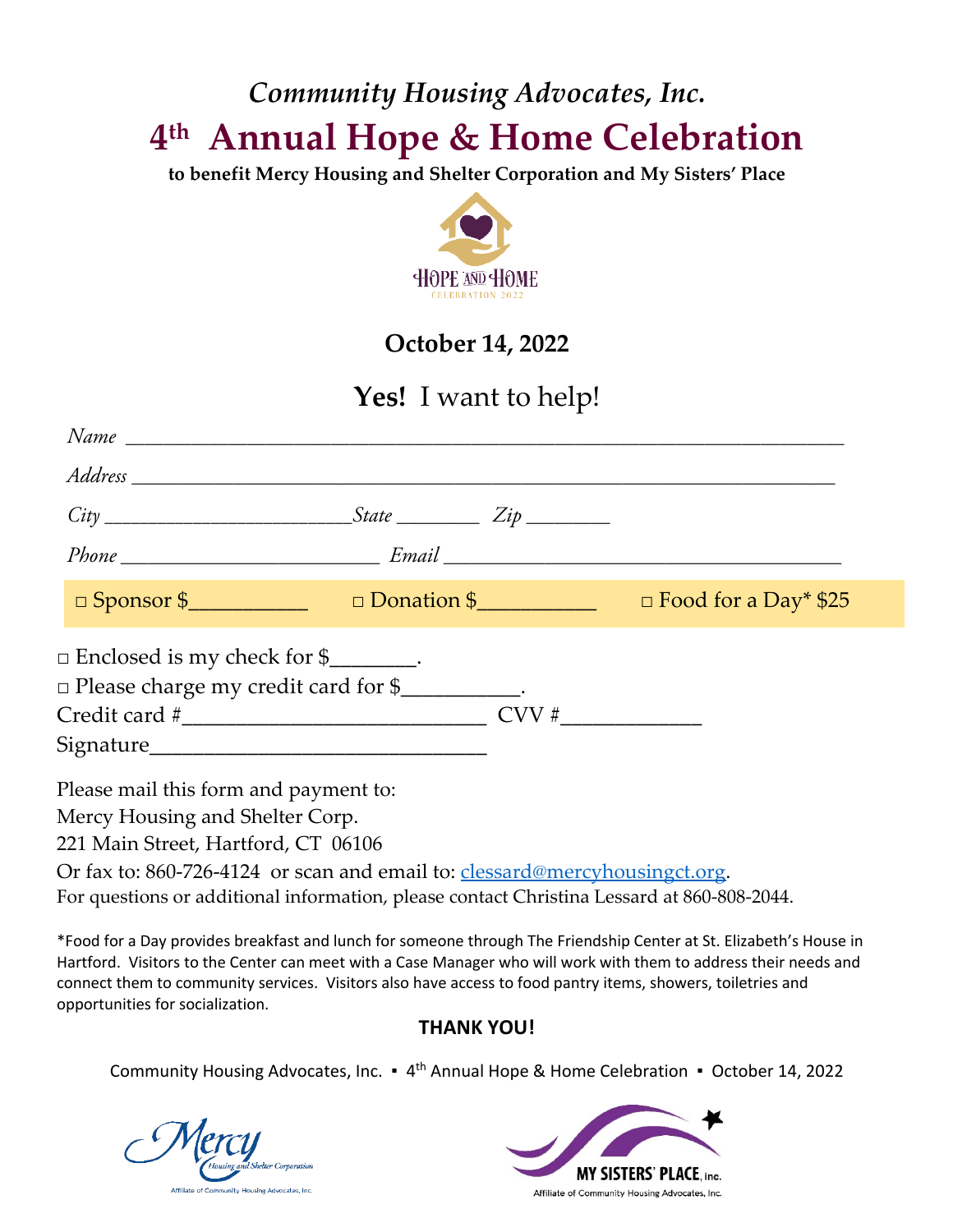*Community Housing Advocates, Inc.*

# 4th Annual Hope & Home Celebration

**to benefit Mercy Housing and Shelter Corporation and My Sisters' Place**

HOPE AND HOME
CELEBRATION 2022

## October 14, 2022

## **Yes!** I want to help!

*Name* ______________________________________________________________

*Address* ____________________________________________________________

*City* _______________________ *State* ________ *Zip* ________

*Phone* ________________________ *Email* ______________________________________

□ Sponsor $__________ □ Donation $__________ □ Food for a Day* $25

□ Enclosed is my check for $_______.
□ Please charge my credit card for $__________.
Credit card #__________________________ CVV #____________
Signature_____________________________

Please mail this form and payment to:
Mercy Housing and Shelter Corp.
221 Main Street, Hartford, CT 06106
Or fax to: 860-726-4124 or scan and email to: clessard@mercyhousingct.org.
For questions or additional information, please contact Christina Lessard at 860-808-2044.

*Food for a Day provides breakfast and lunch for someone through The Friendship Center at St. Elizabeth's House in Hartford. Visitors to the Center can meet with a Case Manager who will work with them to address their needs and connect them to community services. Visitors also have access to food pantry items, showers, toiletries and opportunities for socialization.

**THANK YOU!**

Community Housing Advocates, Inc. ▪ 4th Annual Hope & Home Celebration ▪ October 14, 2022

Mercy Housing and Shelter Corporation
Affiliate of Community Housing Advocates, Inc.

MY SISTERS' PLACE, inc.
Affiliate of Community Housing Advocates, Inc.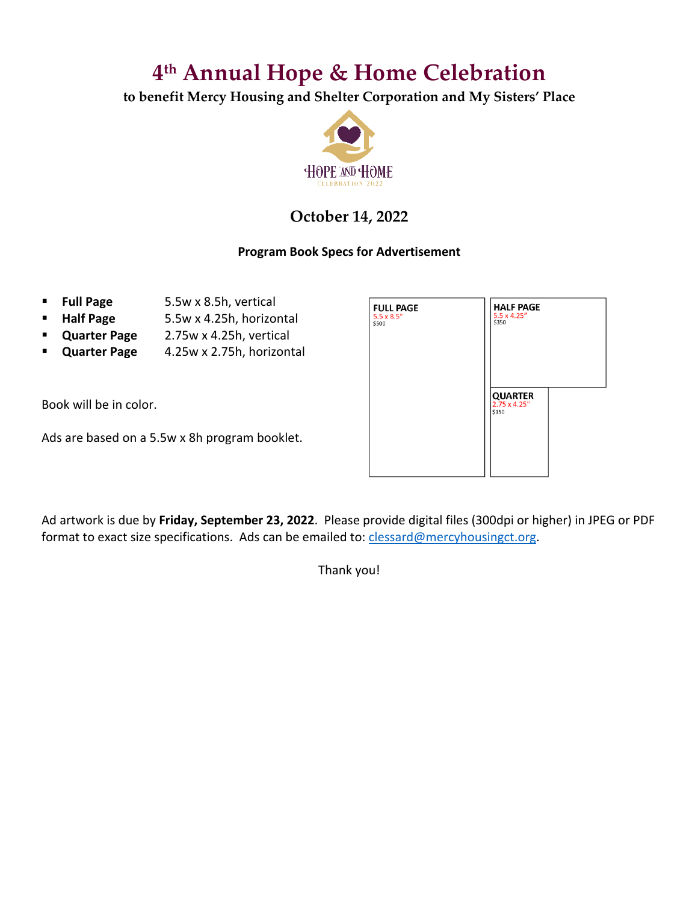# 4th Annual Hope & Home Celebration

**to benefit Mercy Housing and Shelter Corporation and My Sisters' Place**

HOPE AND HOME
CELEBRATION 2022

## October 14, 2022

**Program Book Specs for Advertisement**

- **Full Page** 5.5w x 8.5h, vertical
- **Half Page** 5.5w x 4.25h, horizontal
- **Quarter Page** 2.75w x 4.25h, vertical
- **Quarter Page** 4.25w x 2.75h, horizontal

Book will be in color.

Ads are based on a 5.5w x 8h program booklet.

FULL PAGE
5.5 x 8.5"
$500

HALF PAGE
5.5 x 4.25"
$350

QUARTER
2.75 x 4.25"
$150

Ad artwork is due by **Friday, September 23, 2022**. Please provide digital files (300dpi or higher) in JPEG or PDF format to exact size specifications. Ads can be emailed to: clessard@mercyhousingct.org.

Thank you!